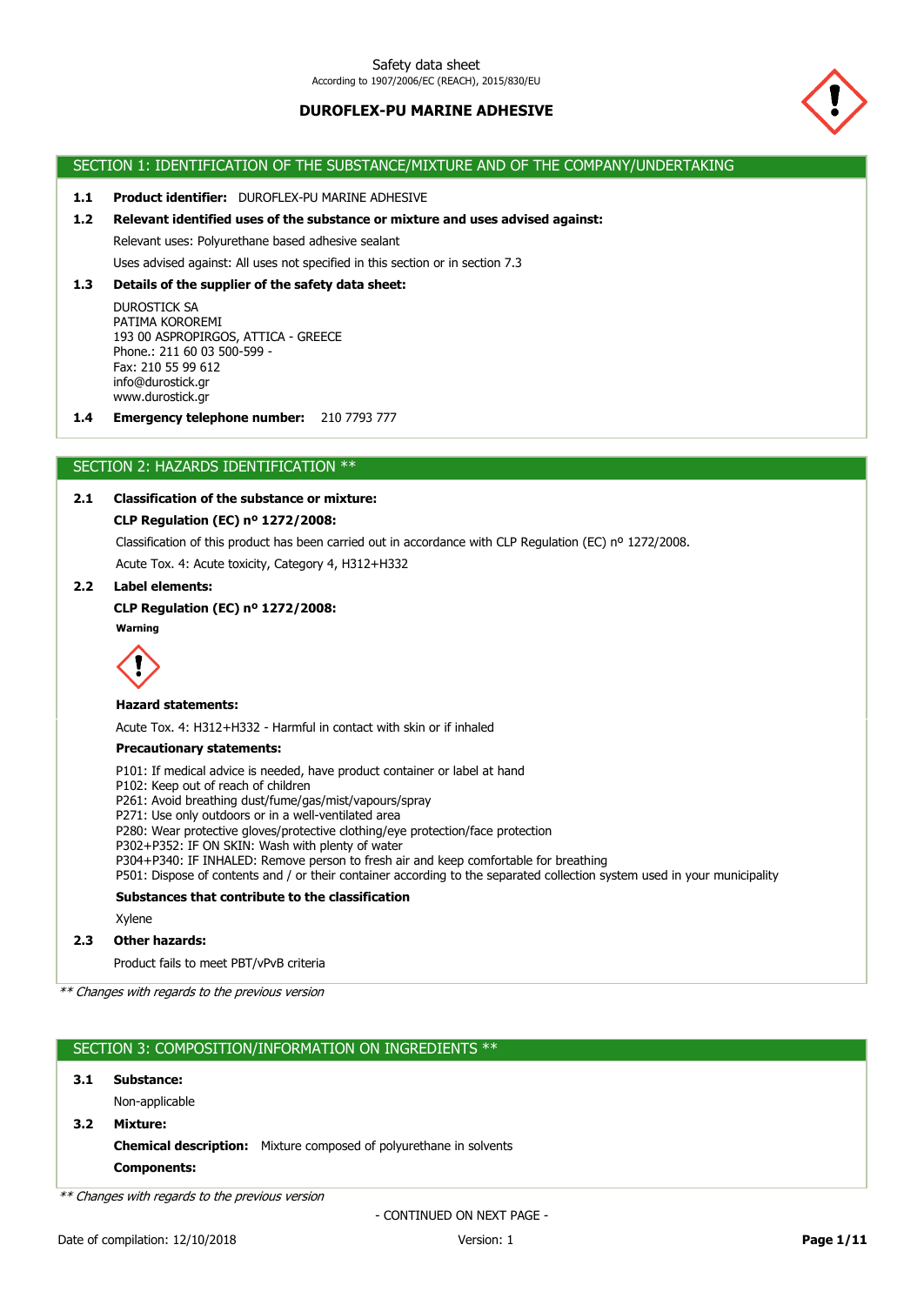# DUROFLEX-PU MARINE ADHESIVE

## SECTION 1: IDENTIFICATION OF THE SUBSTANCE/MIXTURE AND OF THE COMPANY/UNDERTAKING

**1.1 Product identifier:** DUROFLEX-PU MARINE ADHESIVE

**1.2 Relevant identified uses of the substance or mixture and uses advised against:**

Relevant uses: Polyurethane based adhesive sealant

Uses advised against: All uses not specified in this section or in section 7.3

**1.3 Details of the supplier of the safety data sheet:**

DUROSTICK SA
PATIMA KOROREMI
193 00 ASPROPIRGOS, ATTICA - GREECE
Phone.: 211 60 03 500-599 -
Fax: 210 55 99 612
info@durostick.gr
www.durostick.gr

**1.4 Emergency telephone number:** 210 7793 777

## SECTION 2: HAZARDS IDENTIFICATION **

**2.1 Classification of the substance or mixture:**

**CLP Regulation (EC) nº 1272/2008:**

Classification of this product has been carried out in accordance with CLP Regulation (EC) nº 1272/2008.

Acute Tox. 4: Acute toxicity, Category 4, H312+H332

**2.2 Label elements:**

**CLP Regulation (EC) nº 1272/2008:**

**Warning**

**Hazard statements:**

Acute Tox. 4: H312+H332 - Harmful in contact with skin or if inhaled

**Precautionary statements:**

P101: If medical advice is needed, have product container or label at hand
P102: Keep out of reach of children
P261: Avoid breathing dust/fume/gas/mist/vapours/spray
P271: Use only outdoors or in a well-ventilated area
P280: Wear protective gloves/protective clothing/eye protection/face protection
P302+P352: IF ON SKIN: Wash with plenty of water
P304+P340: IF INHALED: Remove person to fresh air and keep comfortable for breathing
P501: Dispose of contents and / or their container according to the separated collection system used in your municipality

**Substances that contribute to the classification**

Xylene

**2.3 Other hazards:**

Product fails to meet PBT/vPvB criteria

*** Changes with regards to the previous version*

## SECTION 3: COMPOSITION/INFORMATION ON INGREDIENTS **

**3.1 Substance:**

Non-applicable

**3.2 Mixture:**

**Chemical description:** Mixture composed of polyurethane in solvents

**Components:**

*** Changes with regards to the previous version*

- CONTINUED ON NEXT PAGE -

Date of compilation: 12/10/2018 Version: 1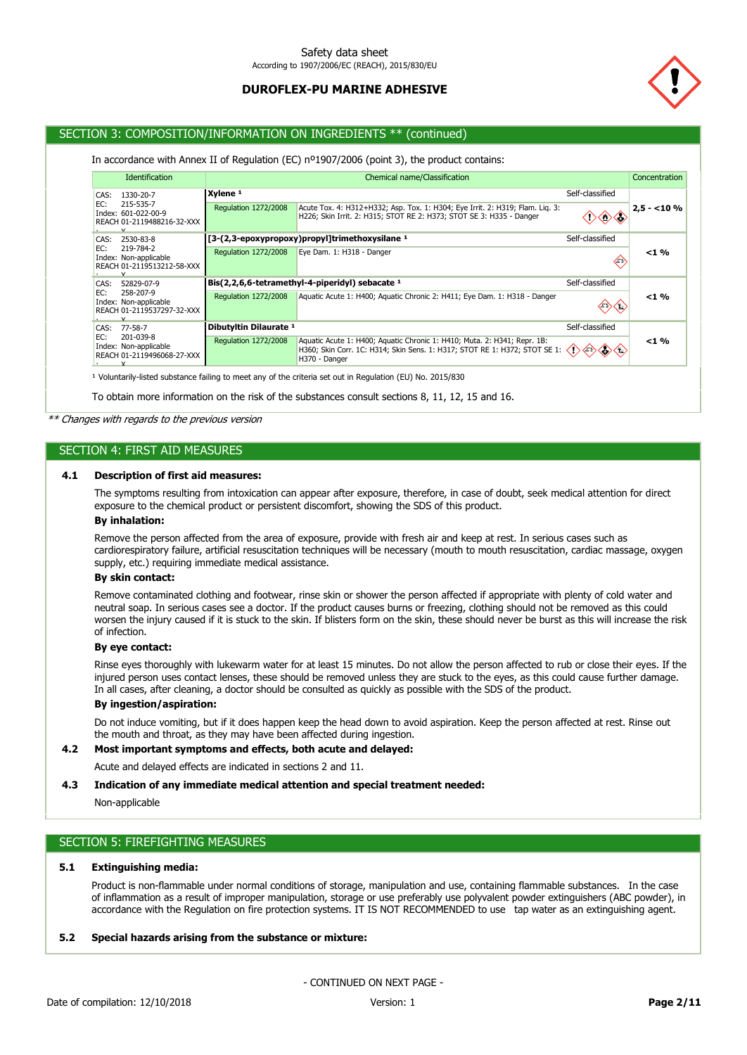## SECTION 3: COMPOSITION/INFORMATION ON INGREDIENTS ** (continued)

In accordance with Annex II of Regulation (EC) nº1907/2006 (point 3), the product contains:

| Identification | Chemical name/Classification | | Concentration |
|---|---|---|---|
| CAS: 1330-20-7<br>EC: 215-535-7<br>Index: 601-022-00-9<br>REACH 01-2119488216-32-XXXX | **Xylene** [1] | Self-classified | 2,5 - <10 % |
| | Regulation 1272/2008 | Acute Tox. 4: H312+H332; Asp. Tox. 1: H304; Eye Irrit. 2: H319; Flam. Liq. 3: H226; Skin Irrit. 2: H315; STOT RE 2: H373; STOT SE 3: H335 - Danger | |
| CAS: 2530-83-8<br>EC: 219-784-2<br>Index: Non-applicable<br>REACH 01-2119513212-58-XXXX | **[3-(2,3-epoxypropoxy)propyl]trimethoxysilane** [1] | Self-classified | <1 % |
| | Regulation 1272/2008 | Eye Dam. 1: H318 - Danger | |
| CAS: 52829-07-9<br>EC: 258-207-9<br>Index: Non-applicable<br>REACH 01-2119537297-32-XXXX | **Bis(2,2,6,6-tetramethyl-4-piperidyl) sebacate** [1] | Self-classified | <1 % |
| | Regulation 1272/2008 | Aquatic Acute 1: H400; Aquatic Chronic 2: H411; Eye Dam. 1: H318 - Danger | |
| CAS: 77-58-7<br>EC: 201-039-8<br>Index: Non-applicable<br>REACH 01-2119496068-27-XXXX | **Dibutyltin Dilaurate** [1] | Self-classified | <1 % |
| | Regulation 1272/2008 | Aquatic Acute 1: H400; Aquatic Chronic 1: H410; Muta. 2: H341; Repr. 1B: H360; Skin Corr. 1C: H314; Skin Sens. 1: H317; STOT RE 1: H372; STOT SE 1: H370 - Danger | |

[1] Voluntarily-listed substance failing to meet any of the criteria set out in Regulation (EU) No. 2015/830

To obtain more information on the risk of the substances consult sections 8, 11, 12, 15 and 16.

*** Changes with regards to the previous version*

## SECTION 4: FIRST AID MEASURES

### 4.1 Description of first aid measures:

The symptoms resulting from intoxication can appear after exposure, therefore, in case of doubt, seek medical attention for direct exposure to the chemical product or persistent discomfort, showing the SDS of this product.

**By inhalation:**

Remove the person affected from the area of exposure, provide with fresh air and keep at rest. In serious cases such as cardiorespiratory failure, artificial resuscitation techniques will be necessary (mouth to mouth resuscitation, cardiac massage, oxygen supply, etc.) requiring immediate medical assistance.

**By skin contact:**

Remove contaminated clothing and footwear, rinse skin or shower the person affected if appropriate with plenty of cold water and neutral soap. In serious cases see a doctor. If the product causes burns or freezing, clothing should not be removed as this could worsen the injury caused if it is stuck to the skin. If blisters form on the skin, these should never be burst as this will increase the risk of infection.

**By eye contact:**

Rinse eyes thoroughly with lukewarm water for at least 15 minutes. Do not allow the person affected to rub or close their eyes. If the injured person uses contact lenses, these should be removed unless they are stuck to the eyes, as this could cause further damage. In all cases, after cleaning, a doctor should be consulted as quickly as possible with the SDS of the product.

**By ingestion/aspiration:**

Do not induce vomiting, but if it does happen keep the head down to avoid aspiration. Keep the person affected at rest. Rinse out the mouth and throat, as they may have been affected during ingestion.

### 4.2 Most important symptoms and effects, both acute and delayed:

Acute and delayed effects are indicated in sections 2 and 11.

### 4.3 Indication of any immediate medical attention and special treatment needed:

Non-applicable

## SECTION 5: FIREFIGHTING MEASURES

### 5.1 Extinguishing media:

Product is non-flammable under normal conditions of storage, manipulation and use, containing flammable substances. In the case of inflammation as a result of improper manipulation, storage or use preferably use polyvalent powder extinguishers (ABC powder), in accordance with the Regulation on fire protection systems. IT IS NOT RECOMMENDED to use tap water as an extinguishing agent.

### 5.2 Special hazards arising from the substance or mixture:

- CONTINUED ON NEXT PAGE -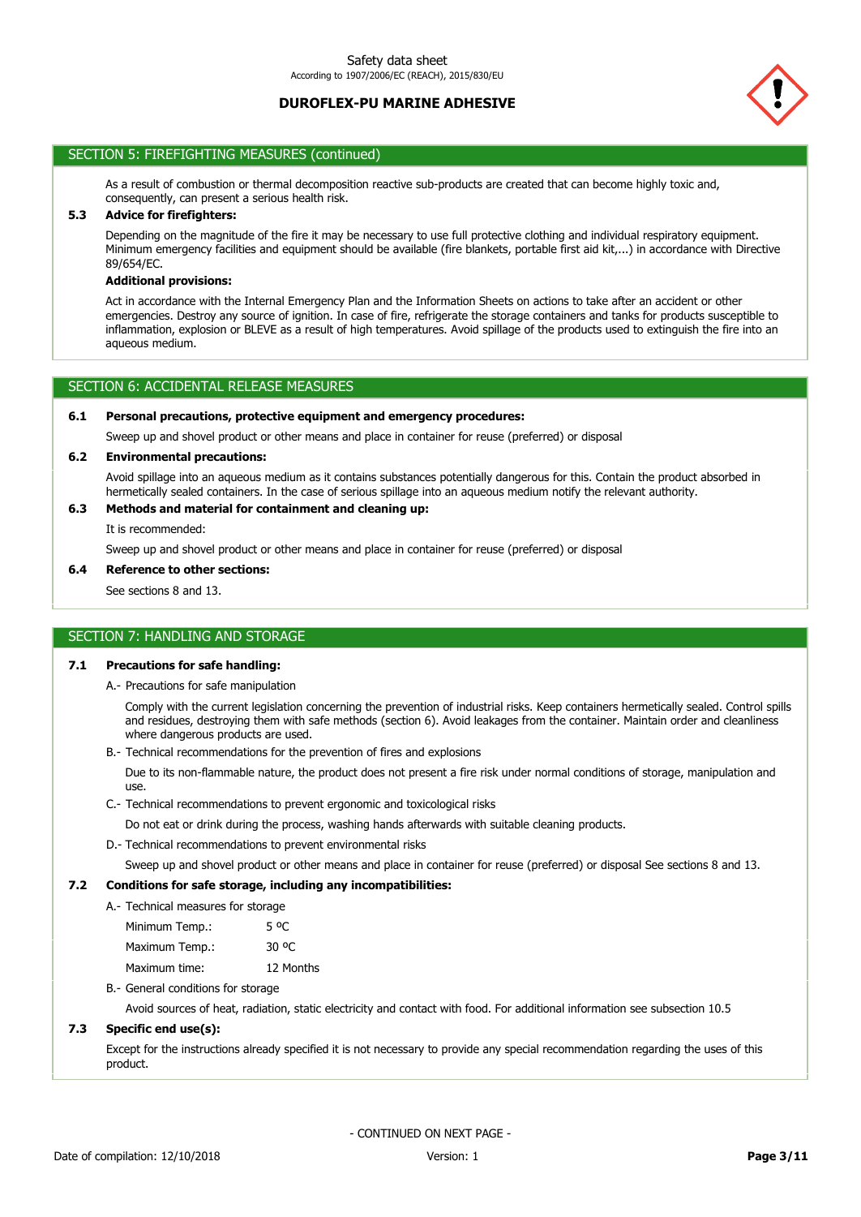## SECTION 5: FIREFIGHTING MEASURES (continued)

As a result of combustion or thermal decomposition reactive sub-products are created that can become highly toxic and, consequently, can present a serious health risk.

**5.3 Advice for firefighters:**

Depending on the magnitude of the fire it may be necessary to use full protective clothing and individual respiratory equipment. Minimum emergency facilities and equipment should be available (fire blankets, portable first aid kit,...) in accordance with Directive 89/654/EC.

**Additional provisions:**

Act in accordance with the Internal Emergency Plan and the Information Sheets on actions to take after an accident or other emergencies. Destroy any source of ignition. In case of fire, refrigerate the storage containers and tanks for products susceptible to inflammation, explosion or BLEVE as a result of high temperatures. Avoid spillage of the products used to extinguish the fire into an aqueous medium.

## SECTION 6: ACCIDENTAL RELEASE MEASURES

**6.1 Personal precautions, protective equipment and emergency procedures:**

Sweep up and shovel product or other means and place in container for reuse (preferred) or disposal

**6.2 Environmental precautions:**

Avoid spillage into an aqueous medium as it contains substances potentially dangerous for this. Contain the product absorbed in hermetically sealed containers. In the case of serious spillage into an aqueous medium notify the relevant authority.

**6.3 Methods and material for containment and cleaning up:**

It is recommended:

Sweep up and shovel product or other means and place in container for reuse (preferred) or disposal

**6.4 Reference to other sections:**

See sections 8 and 13.

## SECTION 7: HANDLING AND STORAGE

**7.1 Precautions for safe handling:**

A.- Precautions for safe manipulation

Comply with the current legislation concerning the prevention of industrial risks. Keep containers hermetically sealed. Control spills and residues, destroying them with safe methods (section 6). Avoid leakages from the container. Maintain order and cleanliness where dangerous products are used.

B.- Technical recommendations for the prevention of fires and explosions

Due to its non-flammable nature, the product does not present a fire risk under normal conditions of storage, manipulation and use.

C.- Technical recommendations to prevent ergonomic and toxicological risks

Do not eat or drink during the process, washing hands afterwards with suitable cleaning products.

D.- Technical recommendations to prevent environmental risks

Sweep up and shovel product or other means and place in container for reuse (preferred) or disposal See sections 8 and 13.

**7.2 Conditions for safe storage, including any incompatibilities:**

A.- Technical measures for storage

| | |
|---|---|
| Minimum Temp.: | 5 ºC |
| Maximum Temp.: | 30 ºC |
| Maximum time: | 12 Months |

B.- General conditions for storage

Avoid sources of heat, radiation, static electricity and contact with food. For additional information see subsection 10.5

**7.3 Specific end use(s):**

Except for the instructions already specified it is not necessary to provide any special recommendation regarding the uses of this product.

- CONTINUED ON NEXT PAGE -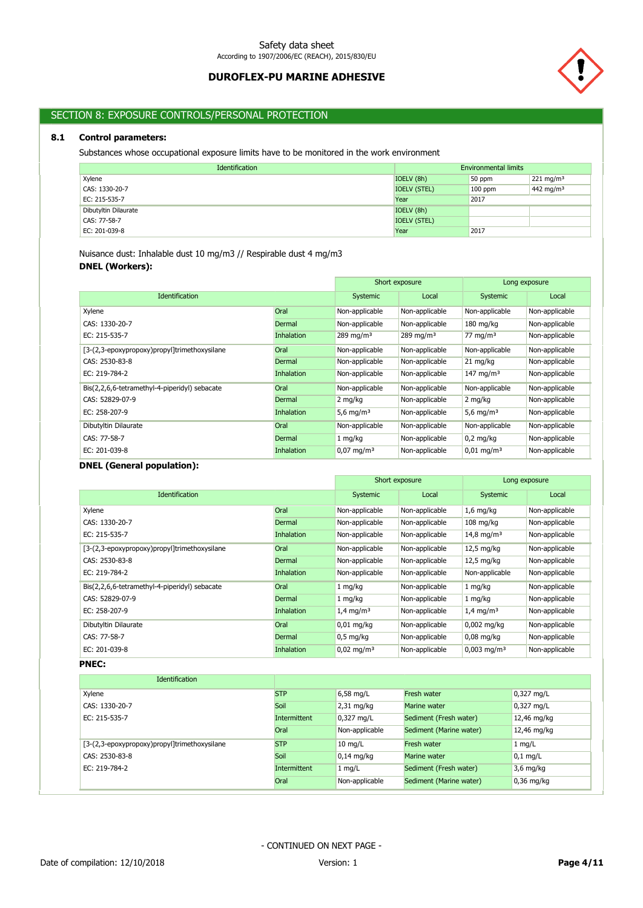## SECTION 8: EXPOSURE CONTROLS/PERSONAL PROTECTION

### 8.1 Control parameters:

Substances whose occupational exposure limits have to be monitored in the work environment

| Identification | Environmental limits | | |
|---|---|---|---|
| Xylene | IOELV (8h) | 50 ppm | 221 mg/m³ |
| CAS: 1330-20-7 | IOELV (STEL) | 100 ppm | 442 mg/m³ |
| EC: 215-535-7 | Year | 2017 | |
| Dibutyltin Dilaurate | IOELV (8h) | | |
| CAS: 77-58-7 | IOELV (STEL) | | |
| EC: 201-039-8 | Year | 2017 | |

Nuisance dust: Inhalable dust 10 mg/m3 // Respirable dust 4 mg/m3

**DNEL (Workers):**

| Identification | | Short exposure | | Long exposure | |
|---|---|---|---|---|---|
| | | Systemic | Local | Systemic | Local |
| Xylene | Oral | Non-applicable | Non-applicable | Non-applicable | Non-applicable |
| CAS: 1330-20-7 | Dermal | Non-applicable | Non-applicable | 180 mg/kg | Non-applicable |
| EC: 215-535-7 | Inhalation | 289 mg/m³ | 289 mg/m³ | 77 mg/m³ | Non-applicable |
| [3-(2,3-epoxypropoxy)propyl]trimethoxysilane | Oral | Non-applicable | Non-applicable | Non-applicable | Non-applicable |
| CAS: 2530-83-8 | Dermal | Non-applicable | Non-applicable | 21 mg/kg | Non-applicable |
| EC: 219-784-2 | Inhalation | Non-applicable | Non-applicable | 147 mg/m³ | Non-applicable |
| Bis(2,2,6,6-tetramethyl-4-piperidyl) sebacate | Oral | Non-applicable | Non-applicable | Non-applicable | Non-applicable |
| CAS: 52829-07-9 | Dermal | 2 mg/kg | Non-applicable | 2 mg/kg | Non-applicable |
| EC: 258-207-9 | Inhalation | 5,6 mg/m³ | Non-applicable | 5,6 mg/m³ | Non-applicable |
| Dibutyltin Dilaurate | Oral | Non-applicable | Non-applicable | Non-applicable | Non-applicable |
| CAS: 77-58-7 | Dermal | 1 mg/kg | Non-applicable | 0,2 mg/kg | Non-applicable |
| EC: 201-039-8 | Inhalation | 0,07 mg/m³ | Non-applicable | 0,01 mg/m³ | Non-applicable |

**DNEL (General population):**

| Identification | | Short exposure | | Long exposure | |
|---|---|---|---|---|---|
| | | Systemic | Local | Systemic | Local |
| Xylene | Oral | Non-applicable | Non-applicable | 1,6 mg/kg | Non-applicable |
| CAS: 1330-20-7 | Dermal | Non-applicable | Non-applicable | 108 mg/kg | Non-applicable |
| EC: 215-535-7 | Inhalation | Non-applicable | Non-applicable | 14,8 mg/m³ | Non-applicable |
| [3-(2,3-epoxypropoxy)propyl]trimethoxysilane | Oral | Non-applicable | Non-applicable | 12,5 mg/kg | Non-applicable |
| CAS: 2530-83-8 | Dermal | Non-applicable | Non-applicable | 12,5 mg/kg | Non-applicable |
| EC: 219-784-2 | Inhalation | Non-applicable | Non-applicable | Non-applicable | Non-applicable |
| Bis(2,2,6,6-tetramethyl-4-piperidyl) sebacate | Oral | 1 mg/kg | Non-applicable | 1 mg/kg | Non-applicable |
| CAS: 52829-07-9 | Dermal | 1 mg/kg | Non-applicable | 1 mg/kg | Non-applicable |
| EC: 258-207-9 | Inhalation | 1,4 mg/m³ | Non-applicable | 1,4 mg/m³ | Non-applicable |
| Dibutyltin Dilaurate | Oral | 0,01 mg/kg | Non-applicable | 0,002 mg/kg | Non-applicable |
| CAS: 77-58-7 | Dermal | 0,5 mg/kg | Non-applicable | 0,08 mg/kg | Non-applicable |
| EC: 201-039-8 | Inhalation | 0,02 mg/m³ | Non-applicable | 0,003 mg/m³ | Non-applicable |

**PNEC:**

| Identification | | | | |
|---|---|---|---|---|
| Xylene | STP | 6,58 mg/L | Fresh water | 0,327 mg/L |
| CAS: 1330-20-7 | Soil | 2,31 mg/kg | Marine water | 0,327 mg/L |
| EC: 215-535-7 | Intermittent | 0,327 mg/L | Sediment (Fresh water) | 12,46 mg/kg |
| | Oral | Non-applicable | Sediment (Marine water) | 12,46 mg/kg |
| [3-(2,3-epoxypropoxy)propyl]trimethoxysilane | STP | 10 mg/L | Fresh water | 1 mg/L |
| CAS: 2530-83-8 | Soil | 0,14 mg/kg | Marine water | 0,1 mg/L |
| EC: 219-784-2 | Intermittent | 1 mg/L | Sediment (Fresh water) | 3,6 mg/kg |
| | Oral | Non-applicable | Sediment (Marine water) | 0,36 mg/kg |

- CONTINUED ON NEXT PAGE -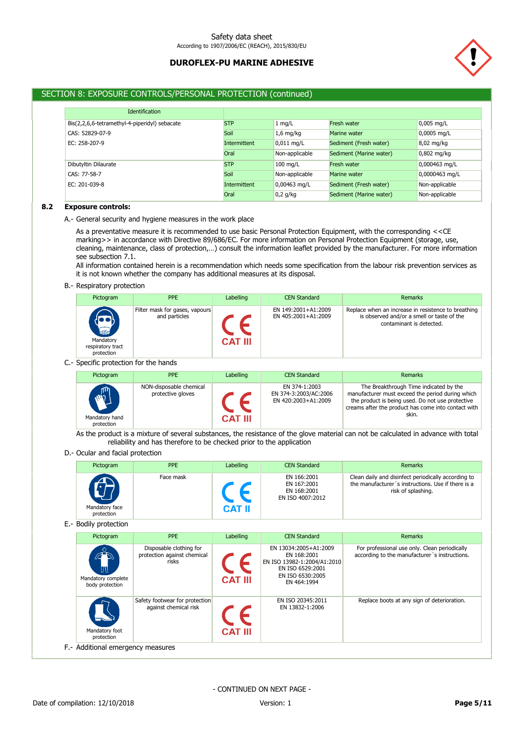## SECTION 8: EXPOSURE CONTROLS/PERSONAL PROTECTION (continued)

| Identification | | | | |
|---|---|---|---|---|
| Bis(2,2,6,6-tetramethyl-4-piperidyl) sebacate | STP | 1 mg/L | Fresh water | 0,005 mg/L |
| CAS: 52829-07-9 | Soil | 1,6 mg/kg | Marine water | 0,0005 mg/L |
| EC: 258-207-9 | Intermittent | 0,011 mg/L | Sediment (Fresh water) | 8,02 mg/kg |
| | Oral | Non-applicable | Sediment (Marine water) | 0,802 mg/kg |
| Dibutyltin Dilaurate | STP | 100 mg/L | Fresh water | 0,000463 mg/L |
| CAS: 77-58-7 | Soil | Non-applicable | Marine water | 0,0000463 mg/L |
| EC: 201-039-8 | Intermittent | 0,00463 mg/L | Sediment (Fresh water) | Non-applicable |
| | Oral | 0,2 g/kg | Sediment (Marine water) | Non-applicable |

### 8.2 Exposure controls:

A.- General security and hygiene measures in the work place

As a preventative measure it is recommended to use basic Personal Protection Equipment, with the corresponding <<CE marking>> in accordance with Directive 89/686/EC. For more information on Personal Protection Equipment (storage, use, cleaning, maintenance, class of protection,…) consult the information leaflet provided by the manufacturer. For more information see subsection 7.1.

All information contained herein is a recommendation which needs some specification from the labour risk prevention services as it is not known whether the company has additional measures at its disposal.

B.- Respiratory protection

| Pictogram | PPE | Labelling | CEN Standard | Remarks |
|---|---|---|---|---|
| Mandatory respiratory tract protection | Filter mask for gases, vapours and particles | CE CAT III | EN 149:2001+A1:2009<br>EN 405:2001+A1:2009 | Replace when an increase in resistence to breathing is observed and/or a smell or taste of the contaminant is detected. |

C.- Specific protection for the hands

| Pictogram | PPE | Labelling | CEN Standard | Remarks |
|---|---|---|---|---|
| Mandatory hand protection | NON-disposable chemical protective gloves | CE CAT III | EN 374-1:2003<br>EN 374-3:2003/AC:2006<br>EN 420:2003+A1:2009 | The Breakthrough Time indicated by the manufacturer must exceed the period during which the product is being used. Do not use protective creams after the product has come into contact with skin. |

As the product is a mixture of several substances, the resistance of the glove material can not be calculated in advance with total reliability and has therefore to be checked prior to the application

D.- Ocular and facial protection

| Pictogram | PPE | Labelling | CEN Standard | Remarks |
|---|---|---|---|---|
| Mandatory face protection | Face mask | CE CAT II | EN 166:2001<br>EN 167:2001<br>EN 168:2001<br>EN ISO 4007:2012 | Clean daily and disinfect periodically according to the manufacturer´s instructions. Use if there is a risk of splashing. |

E.- Bodily protection

| Pictogram | PPE | Labelling | CEN Standard | Remarks |
|---|---|---|---|---|
| Mandatory complete body protection | Disposable clothing for protection against chemical risks | CE CAT III | EN 13034:2005+A1:2009<br>EN 168:2001<br>EN ISO 13982-1:2004/A1:2010<br>EN ISO 6529:2001<br>EN ISO 6530:2005<br>EN 464:1994 | For professional use only. Clean periodically according to the manufacturer´s instructions. |
| Mandatory foot protection | Safety footwear for protection against chemical risk | CE CAT III | EN ISO 20345:2011<br>EN 13832-1:2006 | Replace boots at any sign of deterioration. |

F.- Additional emergency measures

- CONTINUED ON NEXT PAGE -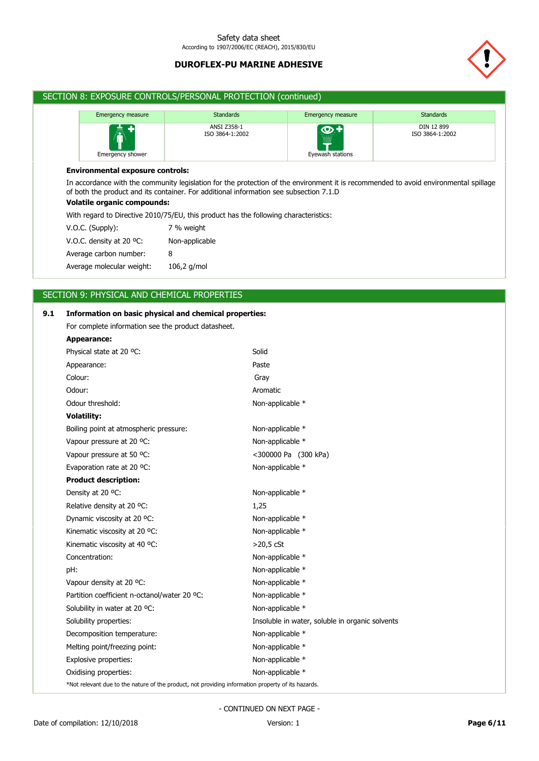## SECTION 8: EXPOSURE CONTROLS/PERSONAL PROTECTION (continued)

| Emergency measure | Standards | Emergency measure | Standards |
|---|---|---|---|
| Emergency shower | ANSI Z358-1<br>ISO 3864-1:2002 | Eyewash stations | DIN 12 899<br>ISO 3864-1:2002 |

**Environmental exposure controls:**

In accordance with the community legislation for the protection of the environment it is recommended to avoid environmental spillage of both the product and its container. For additional information see subsection 7.1.D

**Volatile organic compounds:**

With regard to Directive 2010/75/EU, this product has the following characteristics:

| | |
|---|---|
| V.O.C. (Supply): | 7 % weight |
| V.O.C. density at 20 ºC: | Non-applicable |
| Average carbon number: | 8 |
| Average molecular weight: | 106,2 g/mol |

## SECTION 9: PHYSICAL AND CHEMICAL PROPERTIES

### 9.1 Information on basic physical and chemical properties:

For complete information see the product datasheet.

**Appearance:**

| | |
|---|---|
| Physical state at 20 ºC: | Solid |
| Appearance: | Paste |
| Colour: | Gray |
| Odour: | Aromatic |
| Odour threshold: | Non-applicable * |

**Volatility:**

| | |
|---|---|
| Boiling point at atmospheric pressure: | Non-applicable * |
| Vapour pressure at 20 ºC: | Non-applicable * |
| Vapour pressure at 50 ºC: | <300000 Pa (300 kPa) |
| Evaporation rate at 20 ºC: | Non-applicable * |

**Product description:**

| | |
|---|---|
| Density at 20 ºC: | Non-applicable * |
| Relative density at 20 ºC: | 1,25 |
| Dynamic viscosity at 20 ºC: | Non-applicable * |
| Kinematic viscosity at 20 ºC: | Non-applicable * |
| Kinematic viscosity at 40 ºC: | >20,5 cSt |
| Concentration: | Non-applicable * |
| pH: | Non-applicable * |
| Vapour density at 20 ºC: | Non-applicable * |
| Partition coefficient n-octanol/water 20 ºC: | Non-applicable * |
| Solubility in water at 20 ºC: | Non-applicable * |
| Solubility properties: | Insoluble in water, soluble in organic solvents |
| Decomposition temperature: | Non-applicable * |
| Melting point/freezing point: | Non-applicable * |
| Explosive properties: | Non-applicable * |
| Oxidising properties: | Non-applicable * |

*Not relevant due to the nature of the product, not providing information property of its hazards.

- CONTINUED ON NEXT PAGE -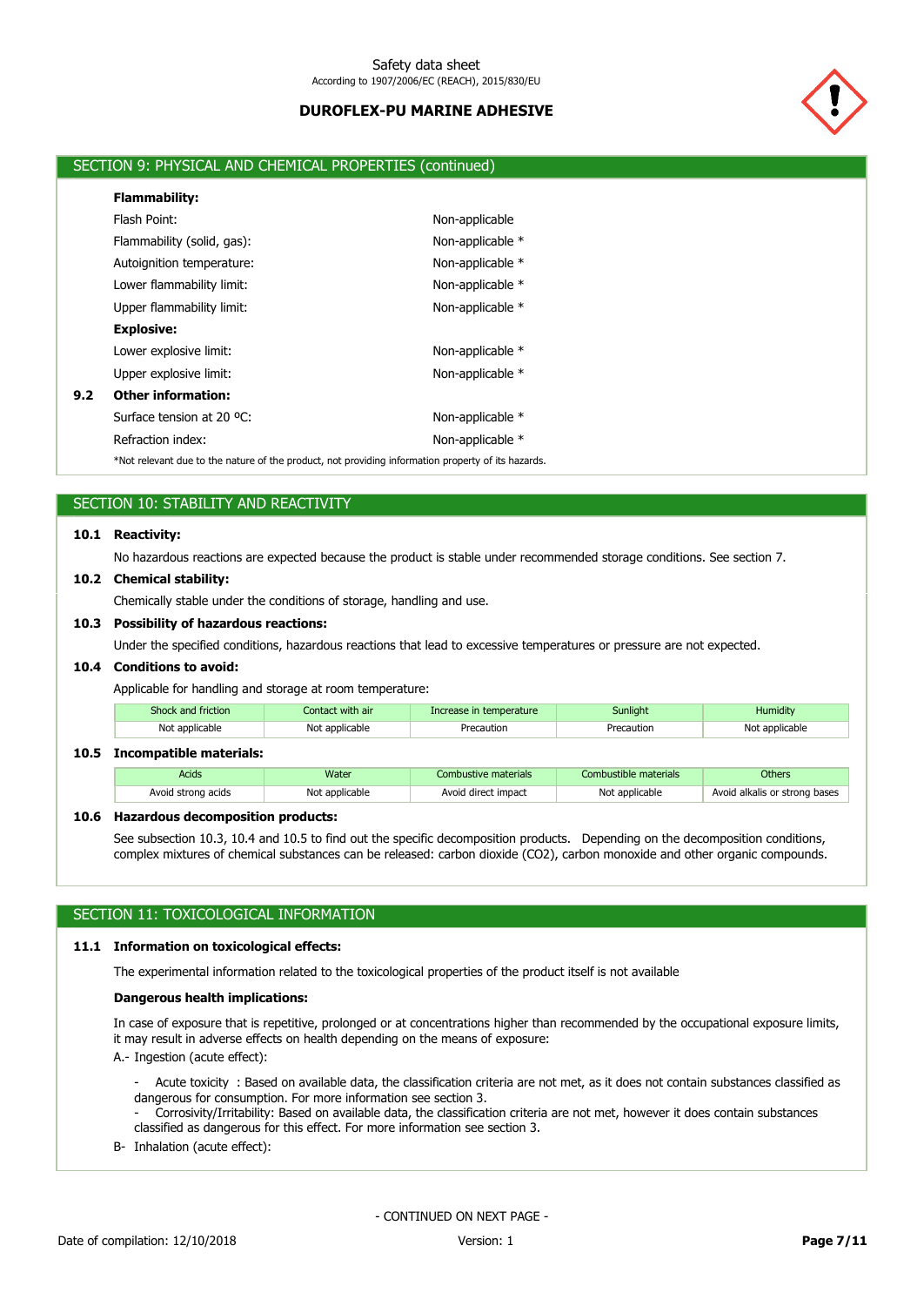## SECTION 9: PHYSICAL AND CHEMICAL PROPERTIES (continued)

**Flammability:**

| | |
|---|---|
| Flash Point: | Non-applicable |
| Flammability (solid, gas): | Non-applicable * |
| Autoignition temperature: | Non-applicable * |
| Lower flammability limit: | Non-applicable * |
| Upper flammability limit: | Non-applicable * |

**Explosive:**

| | |
|---|---|
| Lower explosive limit: | Non-applicable * |
| Upper explosive limit: | Non-applicable * |

**9.2 Other information:**

| | |
|---|---|
| Surface tension at 20 ºC: | Non-applicable * |
| Refraction index: | Non-applicable * |

*Not relevant due to the nature of the product, not providing information property of its hazards.

## SECTION 10: STABILITY AND REACTIVITY

**10.1 Reactivity:**

No hazardous reactions are expected because the product is stable under recommended storage conditions. See section 7.

**10.2 Chemical stability:**

Chemically stable under the conditions of storage, handling and use.

**10.3 Possibility of hazardous reactions:**

Under the specified conditions, hazardous reactions that lead to excessive temperatures or pressure are not expected.

**10.4 Conditions to avoid:**

Applicable for handling and storage at room temperature:

| Shock and friction | Contact with air | Increase in temperature | Sunlight | Humidity |
|---|---|---|---|---|
| Not applicable | Not applicable | Precaution | Precaution | Not applicable |

**10.5 Incompatible materials:**

| Acids | Water | Combustive materials | Combustible materials | Others |
|---|---|---|---|---|
| Avoid strong acids | Not applicable | Avoid direct impact | Not applicable | Avoid alkalis or strong bases |

**10.6 Hazardous decomposition products:**

See subsection 10.3, 10.4 and 10.5 to find out the specific decomposition products. Depending on the decomposition conditions, complex mixtures of chemical substances can be released: carbon dioxide ($CO_2$), carbon monoxide and other organic compounds.

## SECTION 11: TOXICOLOGICAL INFORMATION

**11.1 Information on toxicological effects:**

The experimental information related to the toxicological properties of the product itself is not available

**Dangerous health implications:**

In case of exposure that is repetitive, prolonged or at concentrations higher than recommended by the occupational exposure limits, it may result in adverse effects on health depending on the means of exposure:

A.- Ingestion (acute effect):

- Acute toxicity : Based on available data, the classification criteria are not met, as it does not contain substances classified as dangerous for consumption. For more information see section 3.
- Corrosivity/Irritability: Based on available data, the classification criteria are not met, however it does contain substances classified as dangerous for this effect. For more information see section 3.

B- Inhalation (acute effect):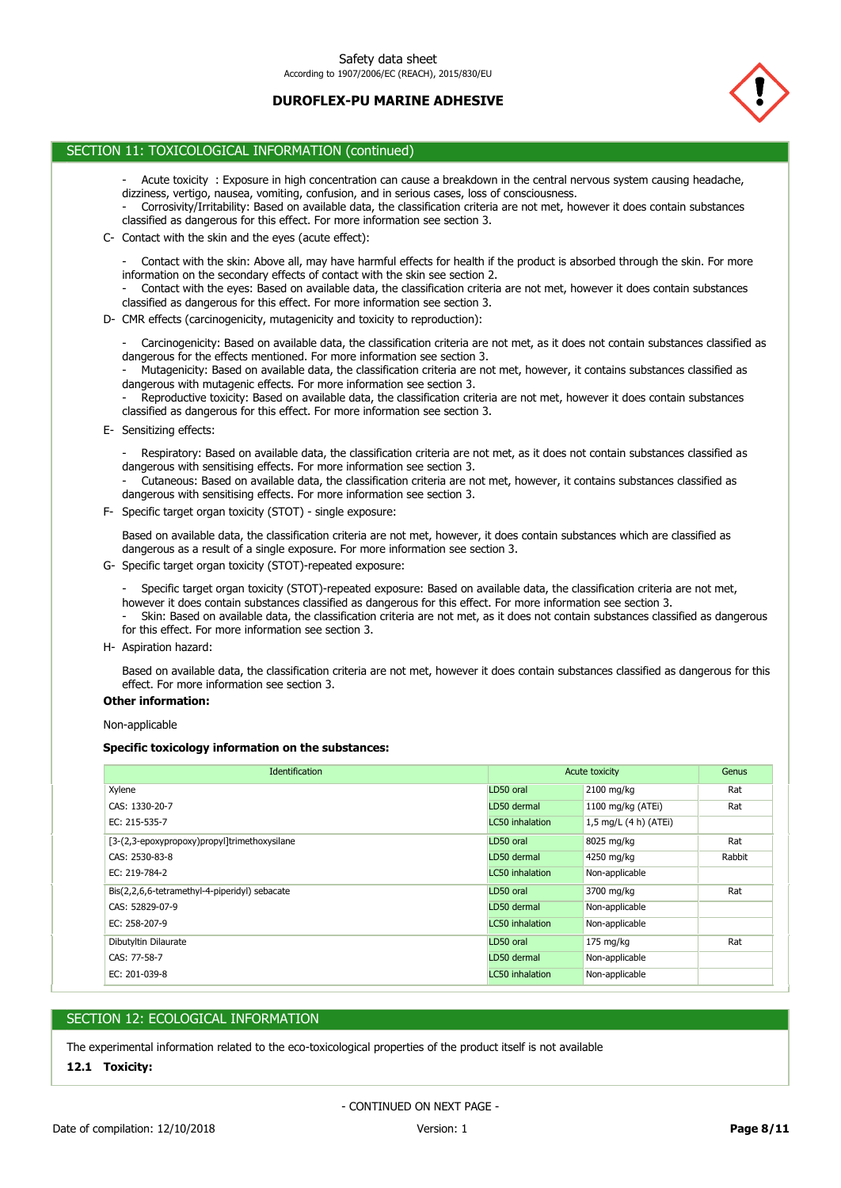## SECTION 11: TOXICOLOGICAL INFORMATION (continued)

- Acute toxicity : Exposure in high concentration can cause a breakdown in the central nervous system causing headache, dizziness, vertigo, nausea, vomiting, confusion, and in serious cases, loss of consciousness.
- Corrosivity/Irritability: Based on available data, the classification criteria are not met, however it does contain substances classified as dangerous for this effect. For more information see section 3.

C- Contact with the skin and the eyes (acute effect):

- Contact with the skin: Above all, may have harmful effects for health if the product is absorbed through the skin. For more information on the secondary effects of contact with the skin see section 2.
- Contact with the eyes: Based on available data, the classification criteria are not met, however it does contain substances classified as dangerous for this effect. For more information see section 3.

D- CMR effects (carcinogenicity, mutagenicity and toxicity to reproduction):

- Carcinogenicity: Based on available data, the classification criteria are not met, as it does not contain substances classified as dangerous for the effects mentioned. For more information see section 3.
- Mutagenicity: Based on available data, the classification criteria are not met, however, it contains substances classified as dangerous with mutagenic effects. For more information see section 3.
- Reproductive toxicity: Based on available data, the classification criteria are not met, however it does contain substances classified as dangerous for this effect. For more information see section 3.

E- Sensitizing effects:

- Respiratory: Based on available data, the classification criteria are not met, as it does not contain substances classified as dangerous with sensitising effects. For more information see section 3.
- Cutaneous: Based on available data, the classification criteria are not met, however, it contains substances classified as dangerous with sensitising effects. For more information see section 3.

F- Specific target organ toxicity (STOT) - single exposure:

Based on available data, the classification criteria are not met, however, it does contain substances which are classified as dangerous as a result of a single exposure. For more information see section 3.

G- Specific target organ toxicity (STOT)-repeated exposure:

- Specific target organ toxicity (STOT)-repeated exposure: Based on available data, the classification criteria are not met, however it does contain substances classified as dangerous for this effect. For more information see section 3.
- Skin: Based on available data, the classification criteria are not met, as it does not contain substances classified as dangerous for this effect. For more information see section 3.

H- Aspiration hazard:

Based on available data, the classification criteria are not met, however it does contain substances classified as dangerous for this effect. For more information see section 3.

**Other information:**

Non-applicable

**Specific toxicology information on the substances:**

| Identification | Acute toxicity | | Genus |
|---|---|---|---|
| Xylene | LD50 oral | 2100 mg/kg | Rat |
| CAS: 1330-20-7 | LD50 dermal | 1100 mg/kg (ATEi) | Rat |
| EC: 215-535-7 | LC50 inhalation | 1,5 mg/L (4 h) (ATEi) | |
| [3-(2,3-epoxypropoxy)propyl]trimethoxysilane | LD50 oral | 8025 mg/kg | Rat |
| CAS: 2530-83-8 | LD50 dermal | 4250 mg/kg | Rabbit |
| EC: 219-784-2 | LC50 inhalation | Non-applicable | |
| Bis(2,2,6,6-tetramethyl-4-piperidyl) sebacate | LD50 oral | 3700 mg/kg | Rat |
| CAS: 52829-07-9 | LD50 dermal | Non-applicable | |
| EC: 258-207-9 | LC50 inhalation | Non-applicable | |
| Dibutyltin Dilaurate | LD50 oral | 175 mg/kg | Rat |
| CAS: 77-58-7 | LD50 dermal | Non-applicable | |
| EC: 201-039-8 | LC50 inhalation | Non-applicable | |

## SECTION 12: ECOLOGICAL INFORMATION

The experimental information related to the eco-toxicological properties of the product itself is not available

**12.1 Toxicity:**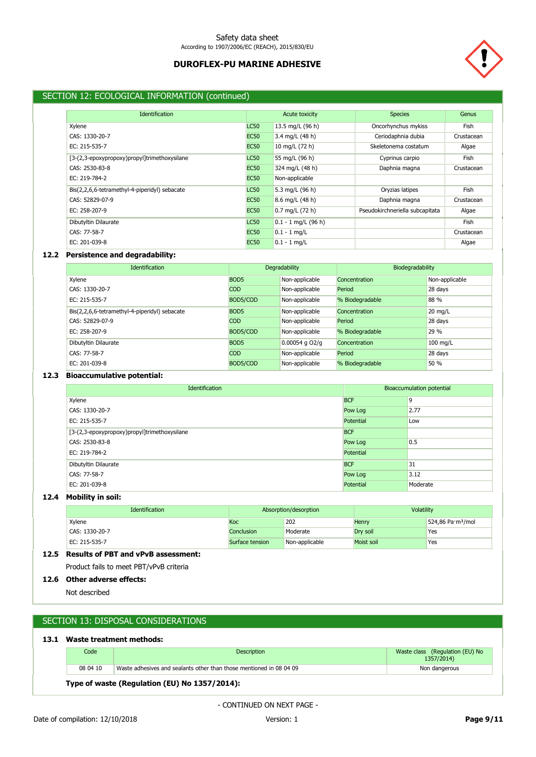## SECTION 12: ECOLOGICAL INFORMATION (continued)

| Identification | Acute toxicity | | Species | Genus |
|---|---|---|---|---|
| Xylene | LC50 | 13.5 mg/L (96 h) | Oncorhynchus mykiss | Fish |
| CAS: 1330-20-7 | EC50 | 3.4 mg/L (48 h) | Ceriodaphnia dubia | Crustacean |
| EC: 215-535-7 | EC50 | 10 mg/L (72 h) | Skeletonema costatum | Algae |
| [3-(2,3-epoxypropoxy)propyl]trimethoxysilane | LC50 | 55 mg/L (96 h) | Cyprinus carpio | Fish |
| CAS: 2530-83-8 | EC50 | 324 mg/L (48 h) | Daphnia magna | Crustacean |
| EC: 219-784-2 | EC50 | Non-applicable | | |
| Bis(2,2,6,6-tetramethyl-4-piperidyl) sebacate | LC50 | 5.3 mg/L (96 h) | Oryzias latipes | Fish |
| CAS: 52829-07-9 | EC50 | 8.6 mg/L (48 h) | Daphnia magna | Crustacean |
| EC: 258-207-9 | EC50 | 0.7 mg/L (72 h) | Pseudokirchneriella subcapitata | Algae |
| Dibutyltin Dilaurate | LC50 | 0.1 - 1 mg/L (96 h) | | Fish |
| CAS: 77-58-7 | EC50 | 0.1 - 1 mg/L | | Crustacean |
| EC: 201-039-8 | EC50 | 0.1 - 1 mg/L | | Algae |

### 12.2 Persistence and degradability:

| Identification | Degradability | | Biodegradability | |
|---|---|---|---|---|
| Xylene | BOD5 | Non-applicable | Concentration | Non-applicable |
| CAS: 1330-20-7 | COD | Non-applicable | Period | 28 days |
| EC: 215-535-7 | BOD5/COD | Non-applicable | % Biodegradable | 88 % |
| Bis(2,2,6,6-tetramethyl-4-piperidyl) sebacate | BOD5 | Non-applicable | Concentration | 20 mg/L |
| CAS: 52829-07-9 | COD | Non-applicable | Period | 28 days |
| EC: 258-207-9 | BOD5/COD | Non-applicable | % Biodegradable | 29 % |
| Dibutyltin Dilaurate | BOD5 | 0.00054 g O2/g | Concentration | 100 mg/L |
| CAS: 77-58-7 | COD | Non-applicable | Period | 28 days |
| EC: 201-039-8 | BOD5/COD | Non-applicable | % Biodegradable | 50 % |

### 12.3 Bioaccumulative potential:

| Identification | Bioaccumulation potential | |
|---|---|---|
| Xylene | BCF | 9 |
| CAS: 1330-20-7 | Pow Log | 2.77 |
| EC: 215-535-7 | Potential | Low |
| [3-(2,3-epoxypropoxy)propyl]trimethoxysilane | BCF | |
| CAS: 2530-83-8 | Pow Log | 0.5 |
| EC: 219-784-2 | Potential | |
| Dibutyltin Dilaurate | BCF | 31 |
| CAS: 77-58-7 | Pow Log | 3.12 |
| EC: 201-039-8 | Potential | Moderate |

### 12.4 Mobility in soil:

| Identification | Absorption/desorption | | Volatility | |
|---|---|---|---|---|
| Xylene | Koc | 202 | Henry | 524,86 Pa·m³/mol |
| CAS: 1330-20-7 | Conclusion | Moderate | Dry soil | Yes |
| EC: 215-535-7 | Surface tension | Non-applicable | Moist soil | Yes |

### 12.5 Results of PBT and vPvB assessment:

Product fails to meet PBT/vPvB criteria

### 12.6 Other adverse effects:

Not described

## SECTION 13: DISPOSAL CONSIDERATIONS

### 13.1 Waste treatment methods:

| Code | Description | Waste class (Regulation (EU) No 1357/2014) |
|---|---|---|
| 08 04 10 | Waste adhesives and sealants other than those mentioned in 08 04 09 | Non dangerous |

**Type of waste (Regulation (EU) No 1357/2014):**

- CONTINUED ON NEXT PAGE -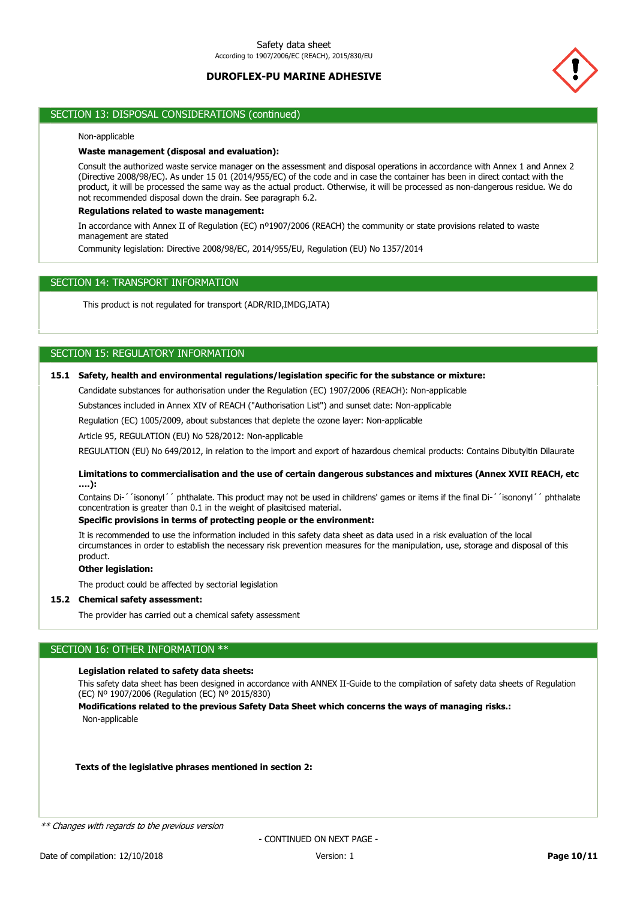## SECTION 13: DISPOSAL CONSIDERATIONS (continued)

Non-applicable

**Waste management (disposal and evaluation):**

Consult the authorized waste service manager on the assessment and disposal operations in accordance with Annex 1 and Annex 2 (Directive 2008/98/EC). As under 15 01 (2014/955/EC) of the code and in case the container has been in direct contact with the product, it will be processed the same way as the actual product. Otherwise, it will be processed as non-dangerous residue. We do not recommended disposal down the drain. See paragraph 6.2.

**Regulations related to waste management:**

In accordance with Annex II of Regulation (EC) nº1907/2006 (REACH) the community or state provisions related to waste management are stated

Community legislation: Directive 2008/98/EC, 2014/955/EU, Regulation (EU) No 1357/2014

## SECTION 14: TRANSPORT INFORMATION

This product is not regulated for transport (ADR/RID,IMDG,IATA)

## SECTION 15: REGULATORY INFORMATION

**15.1 Safety, health and environmental regulations/legislation specific for the substance or mixture:**

Candidate substances for authorisation under the Regulation (EC) 1907/2006 (REACH): Non-applicable

Substances included in Annex XIV of REACH ("Authorisation List") and sunset date: Non-applicable

Regulation (EC) 1005/2009, about substances that deplete the ozone layer: Non-applicable

Article 95, REGULATION (EU) No 528/2012: Non-applicable

REGULATION (EU) No 649/2012, in relation to the import and export of hazardous chemical products: Contains Dibutyltin Dilaurate

**Limitations to commercialisation and the use of certain dangerous substances and mixtures (Annex XVII REACH, etc ….):**

Contains Di-´´isononyl´´ phthalate. This product may not be used in childrens' games or items if the final Di-´´isononyl´´ phthalate concentration is greater than 0.1 in the weight of plasitcised material.

**Specific provisions in terms of protecting people or the environment:**

It is recommended to use the information included in this safety data sheet as data used in a risk evaluation of the local circumstances in order to establish the necessary risk prevention measures for the manipulation, use, storage and disposal of this product.

**Other legislation:**

The product could be affected by sectorial legislation

**15.2 Chemical safety assessment:**

The provider has carried out a chemical safety assessment

## SECTION 16: OTHER INFORMATION **

**Legislation related to safety data sheets:**

This safety data sheet has been designed in accordance with ANNEX II-Guide to the compilation of safety data sheets of Regulation (EC) Nº 1907/2006 (Regulation (EC) Nº 2015/830)

**Modifications related to the previous Safety Data Sheet which concerns the ways of managing risks.:**

Non-applicable

**Texts of the legislative phrases mentioned in section 2:**

*** Changes with regards to the previous version*

- CONTINUED ON NEXT PAGE -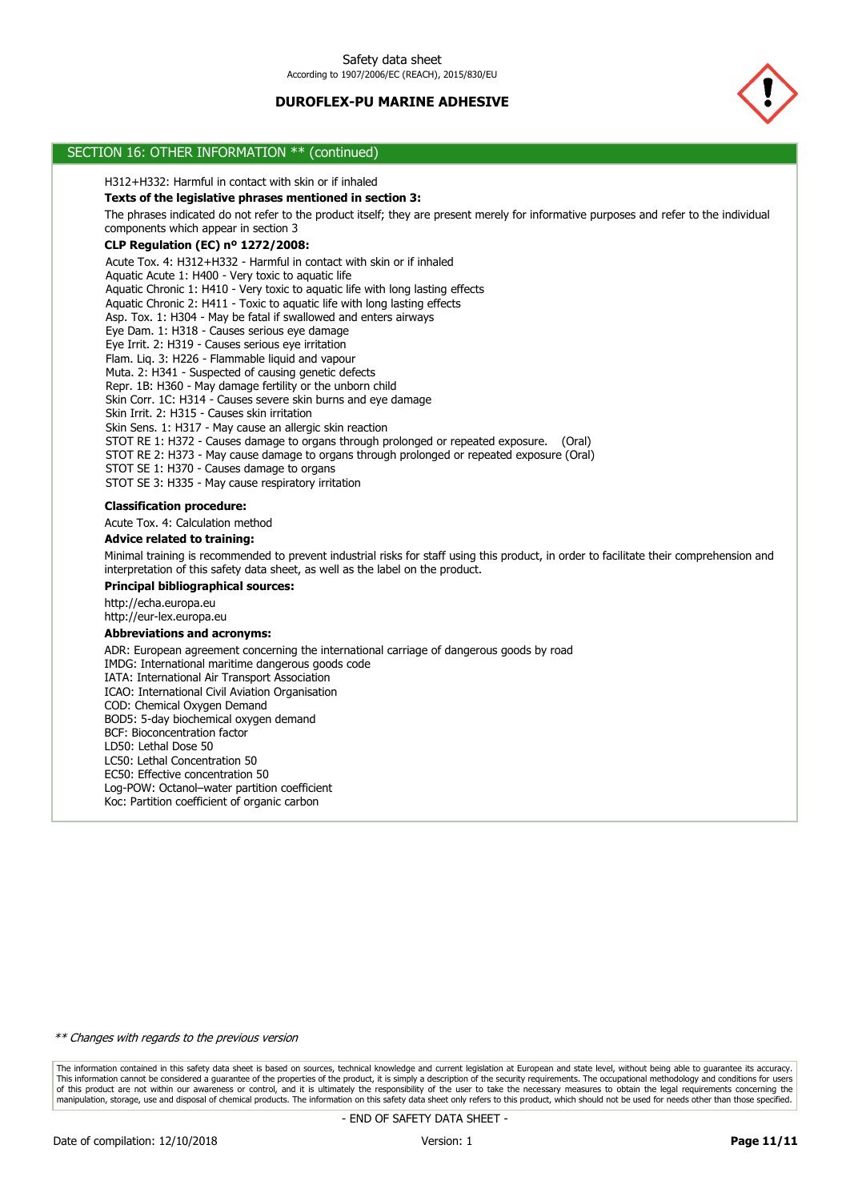## SECTION 16: OTHER INFORMATION ** (continued)

H312+H332: Harmful in contact with skin or if inhaled

**Texts of the legislative phrases mentioned in section 3:**

The phrases indicated do not refer to the product itself; they are present merely for informative purposes and refer to the individual components which appear in section 3

**CLP Regulation (EC) nº 1272/2008:**

Acute Tox. 4: H312+H332 - Harmful in contact with skin or if inhaled
Aquatic Acute 1: H400 - Very toxic to aquatic life
Aquatic Chronic 1: H410 - Very toxic to aquatic life with long lasting effects
Aquatic Chronic 2: H411 - Toxic to aquatic life with long lasting effects
Asp. Tox. 1: H304 - May be fatal if swallowed and enters airways
Eye Dam. 1: H318 - Causes serious eye damage
Eye Irrit. 2: H319 - Causes serious eye irritation
Flam. Liq. 3: H226 - Flammable liquid and vapour
Muta. 2: H341 - Suspected of causing genetic defects
Repr. 1B: H360 - May damage fertility or the unborn child
Skin Corr. 1C: H314 - Causes severe skin burns and eye damage
Skin Irrit. 2: H315 - Causes skin irritation
Skin Sens. 1: H317 - May cause an allergic skin reaction
STOT RE 1: H372 - Causes damage to organs through prolonged or repeated exposure. (Oral)
STOT RE 2: H373 - May cause damage to organs through prolonged or repeated exposure (Oral)
STOT SE 1: H370 - Causes damage to organs
STOT SE 3: H335 - May cause respiratory irritation

**Classification procedure:**

Acute Tox. 4: Calculation method

**Advice related to training:**

Minimal training is recommended to prevent industrial risks for staff using this product, in order to facilitate their comprehension and interpretation of this safety data sheet, as well as the label on the product.

**Principal bibliographical sources:**

http://echa.europa.eu
http://eur-lex.europa.eu

**Abbreviations and acronyms:**

ADR: European agreement concerning the international carriage of dangerous goods by road
IMDG: International maritime dangerous goods code
IATA: International Air Transport Association
ICAO: International Civil Aviation Organisation
COD: Chemical Oxygen Demand
BOD5: 5-day biochemical oxygen demand
BCF: Bioconcentration factor
LD50: Lethal Dose 50
LC50: Lethal Concentration 50
EC50: Effective concentration 50
Log-POW: Octanol–water partition coefficient
Koc: Partition coefficient of organic carbon

*** Changes with regards to the previous version*

The information contained in this safety data sheet is based on sources, technical knowledge and current legislation at European and state level, without being able to guarantee its accuracy. This information cannot be considered a guarantee of the properties of the product, it is simply a description of the security requirements. The occupational methodology and conditions for users of this product are not within our awareness or control, and it is ultimately the responsibility of the user to take the necessary measures to obtain the legal requirements concerning the manipulation, storage, use and disposal of chemical products. The information on this safety data sheet only refers to this product, which should not be used for needs other than those specified.

- END OF SAFETY DATA SHEET -